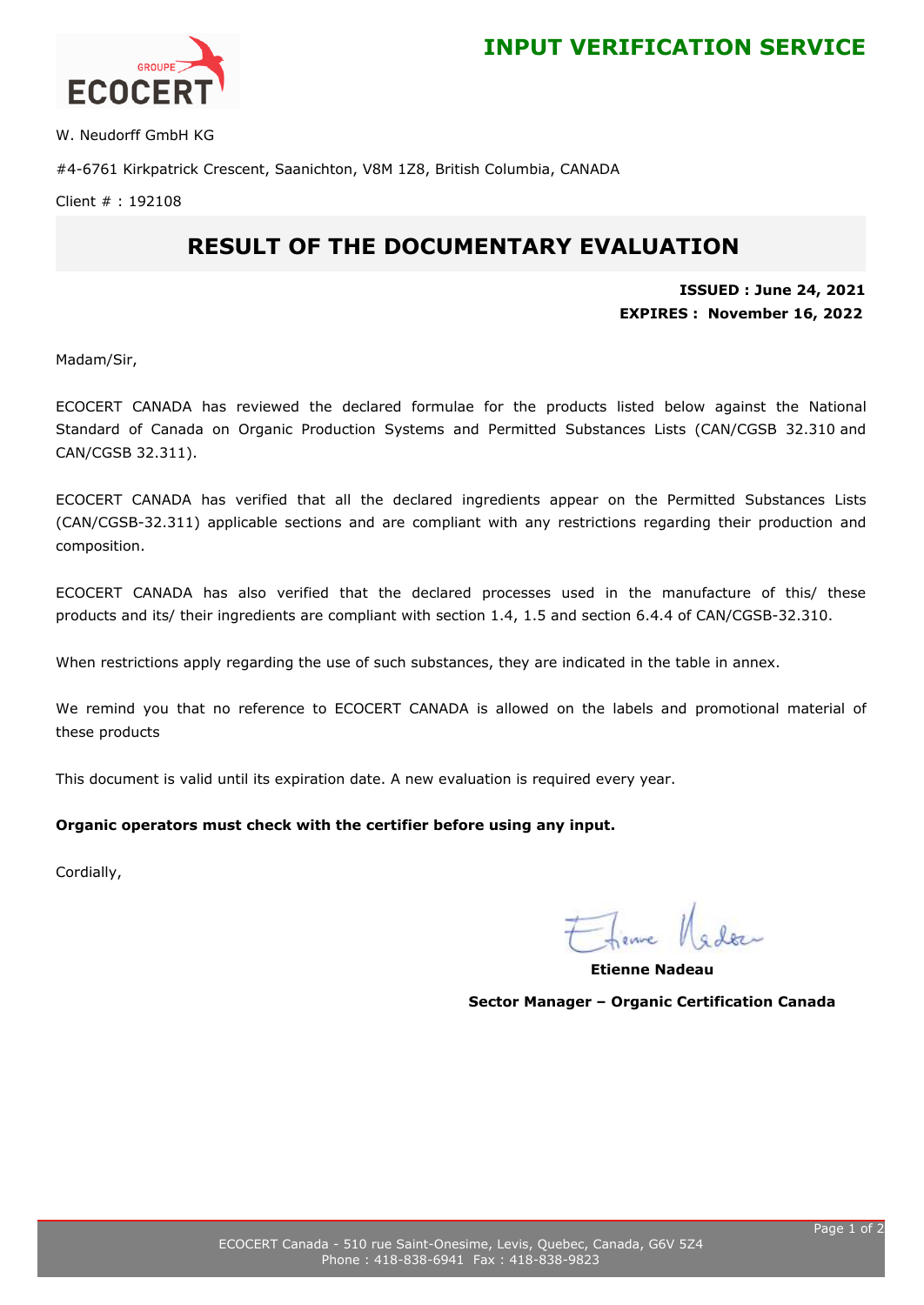**INPUT VERIFICATION SERVICE**

W. Neudorff GmbH KG

#4-6761 Kirkpatrick Crescent, Saanichton, V8M 1Z8, British Columbia, CANADA

Client # : 192108

# RESULT OF THE DOCUMENTARY EVALUATION

**ISSUED : June 24, 2021**
**EXPIRES : November 16, 2022**

Madam/Sir,

ECOCERT CANADA has reviewed the declared formulae for the products listed below against the National Standard of Canada on Organic Production Systems and Permitted Substances Lists (CAN/CGSB 32.310 and CAN/CGSB 32.311).

ECOCERT CANADA has verified that all the declared ingredients appear on the Permitted Substances Lists (CAN/CGSB-32.311) applicable sections and are compliant with any restrictions regarding their production and composition.

ECOCERT CANADA has also verified that the declared processes used in the manufacture of this/ these products and its/ their ingredients are compliant with section 1.4, 1.5 and section 6.4.4 of CAN/CGSB-32.310.

When restrictions apply regarding the use of such substances, they are indicated in the table in annex.

We remind you that no reference to ECOCERT CANADA is allowed on the labels and promotional material of these products

This document is valid until its expiration date. A new evaluation is required every year.

**Organic operators must check with the certifier before using any input.**

Cordially,

**Etienne Nadeau**

**Sector Manager – Organic Certification Canada**

ECOCERT Canada - 510 rue Saint-Onesime, Levis, Quebec, Canada, G6V 5Z4
Phone : 418-838-6941 Fax : 418-838-9823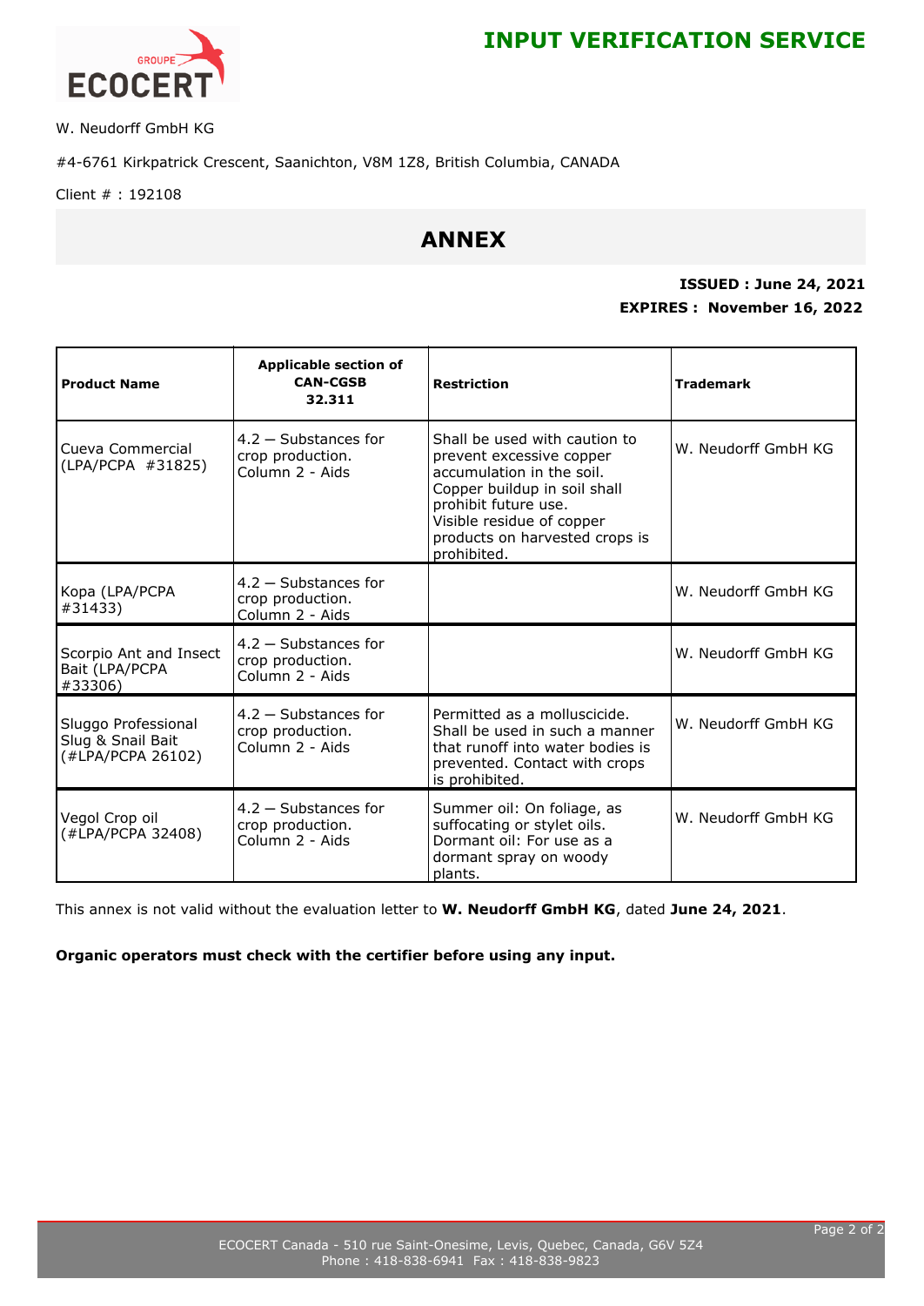# INPUT VERIFICATION SERVICE

W. Neudorff GmbH KG

#4-6761 Kirkpatrick Crescent, Saanichton, V8M 1Z8, British Columbia, CANADA

Client # : 192108

## ANNEX

**ISSUED : June 24, 2021**

**EXPIRES : November 16, 2022**

| Product Name | Applicable section of CAN-CGSB 32.311 | Restriction | Trademark |
|---|---|---|---|
| Cueva Commercial (LPA/PCPA #31825) | 4.2 – Substances for crop production. Column 2 - Aids | Shall be used with caution to prevent excessive copper accumulation in the soil. Copper buildup in soil shall prohibit future use. Visible residue of copper products on harvested crops is prohibited. | W. Neudorff GmbH KG |
| Kopa (LPA/PCPA #31433) | 4.2 – Substances for crop production. Column 2 - Aids | | W. Neudorff GmbH KG |
| Scorpio Ant and Insect Bait (LPA/PCPA #33306) | 4.2 – Substances for crop production. Column 2 - Aids | | W. Neudorff GmbH KG |
| Sluggo Professional Slug & Snail Bait (#LPA/PCPA 26102) | 4.2 – Substances for crop production. Column 2 - Aids | Permitted as a molluscicide. Shall be used in such a manner that runoff into water bodies is prevented. Contact with crops is prohibited. | W. Neudorff GmbH KG |
| Vegol Crop oil (#LPA/PCPA 32408) | 4.2 – Substances for crop production. Column 2 - Aids | Summer oil: On foliage, as suffocating or stylet oils. Dormant oil: For use as a dormant spray on woody plants. | W. Neudorff GmbH KG |

This annex is not valid without the evaluation letter to **W. Neudorff GmbH KG**, dated **June 24, 2021**.

**Organic operators must check with the certifier before using any input.**

ECOCERT Canada - 510 rue Saint-Onesime, Levis, Quebec, Canada, G6V 5Z4
Phone : 418-838-6941 Fax : 418-838-9823